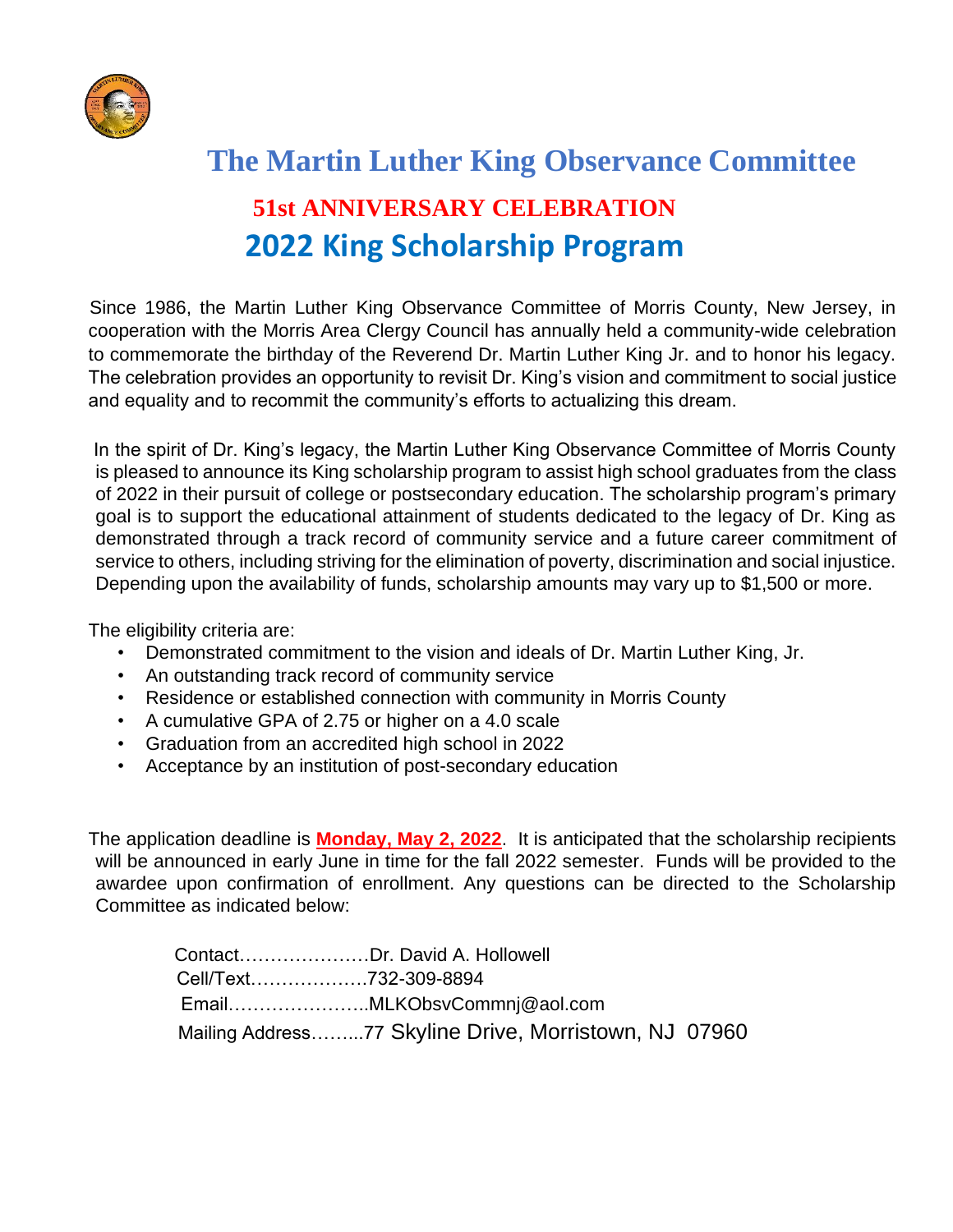# The Martin Luther King Observance Committee

## 51st ANNIVERSARY CELEBRATION

## 2022 King Scholarship Program

Since 1986, the Martin Luther King Observance Committee of Morris County, New Jersey, in cooperation with the Morris Area Clergy Council has annually held a community-wide celebration to commemorate the birthday of the Reverend Dr. Martin Luther King Jr. and to honor his legacy. The celebration provides an opportunity to revisit Dr. King's vision and commitment to social justice and equality and to recommit the community's efforts to actualizing this dream.

In the spirit of Dr. King's legacy, the Martin Luther King Observance Committee of Morris County is pleased to announce its King scholarship program to assist high school graduates from the class of 2022 in their pursuit of college or postsecondary education. The scholarship program's primary goal is to support the educational attainment of students dedicated to the legacy of Dr. King as demonstrated through a track record of community service and a future career commitment of service to others, including striving for the elimination of poverty, discrimination and social injustice. Depending upon the availability of funds, scholarship amounts may vary up to $1,500 or more.

The eligibility criteria are:

- Demonstrated commitment to the vision and ideals of Dr. Martin Luther King, Jr.
- An outstanding track record of community service
- Residence or established connection with community in Morris County
- A cumulative GPA of 2.75 or higher on a 4.0 scale
- Graduation from an accredited high school in 2022
- Acceptance by an institution of post-secondary education

The application deadline is **Monday, May 2, 2022**. It is anticipated that the scholarship recipients will be announced in early June in time for the fall 2022 semester. Funds will be provided to the awardee upon confirmation of enrollment. Any questions can be directed to the Scholarship Committee as indicated below:

Contact…………………Dr. David A. Hollowell
Cell/Text……………….732-309-8894
Email…………………..MLKObsvCommnj@aol.com
Mailing Address……...77 Skyline Drive, Morristown, NJ 07960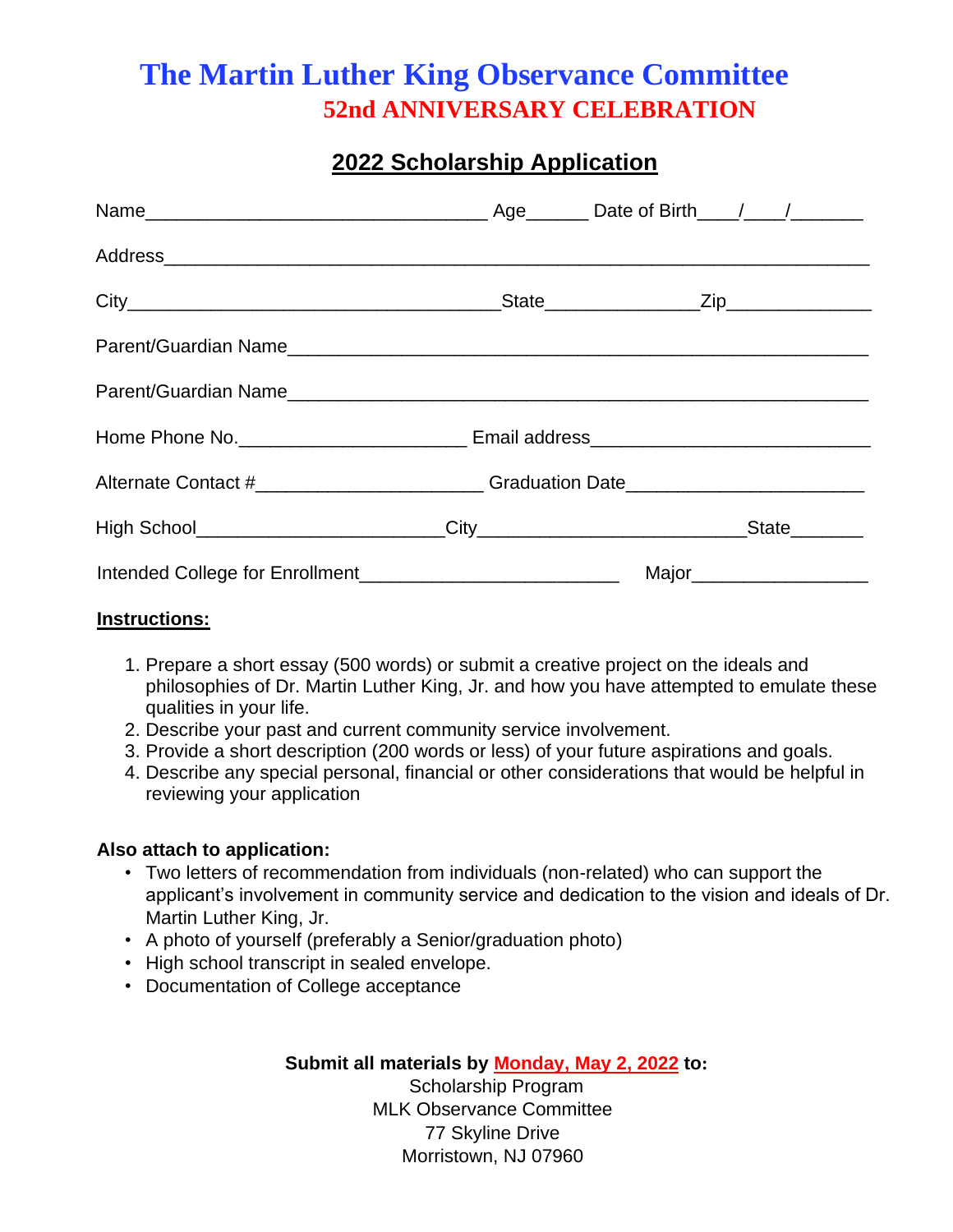# The Martin Luther King Observance Committee

## 52nd ANNIVERSARY CELEBRATION

## 2022 Scholarship Application

Name_________________________________ Age______ Date of Birth____/____/_______

Address_____________________________________________________________________

City____________________________________State______________Zip______________

Parent/Guardian Name________________________________________________________

Parent/Guardian Name________________________________________________________

Home Phone No.______________________ Email address___________________________

Alternate Contact #______________________ Graduation Date______________________

High School________________________City__________________________State_______

Intended College for Enrollment________________________ Major_________________

**Instructions:**

1. Prepare a short essay (500 words) or submit a creative project on the ideals and philosophies of Dr. Martin Luther King, Jr. and how you have attempted to emulate these qualities in your life.
2. Describe your past and current community service involvement.
3. Provide a short description (200 words or less) of your future aspirations and goals.
4. Describe any special personal, financial or other considerations that would be helpful in reviewing your application

**Also attach to application:**

- Two letters of recommendation from individuals (non-related) who can support the applicant's involvement in community service and dedication to the vision and ideals of Dr. Martin Luther King, Jr.
- A photo of yourself (preferably a Senior/graduation photo)
- High school transcript in sealed envelope.
- Documentation of College acceptance

**Submit all materials by Monday, May 2, 2022 to:**

Scholarship Program
MLK Observance Committee
77 Skyline Drive
Morristown, NJ 07960